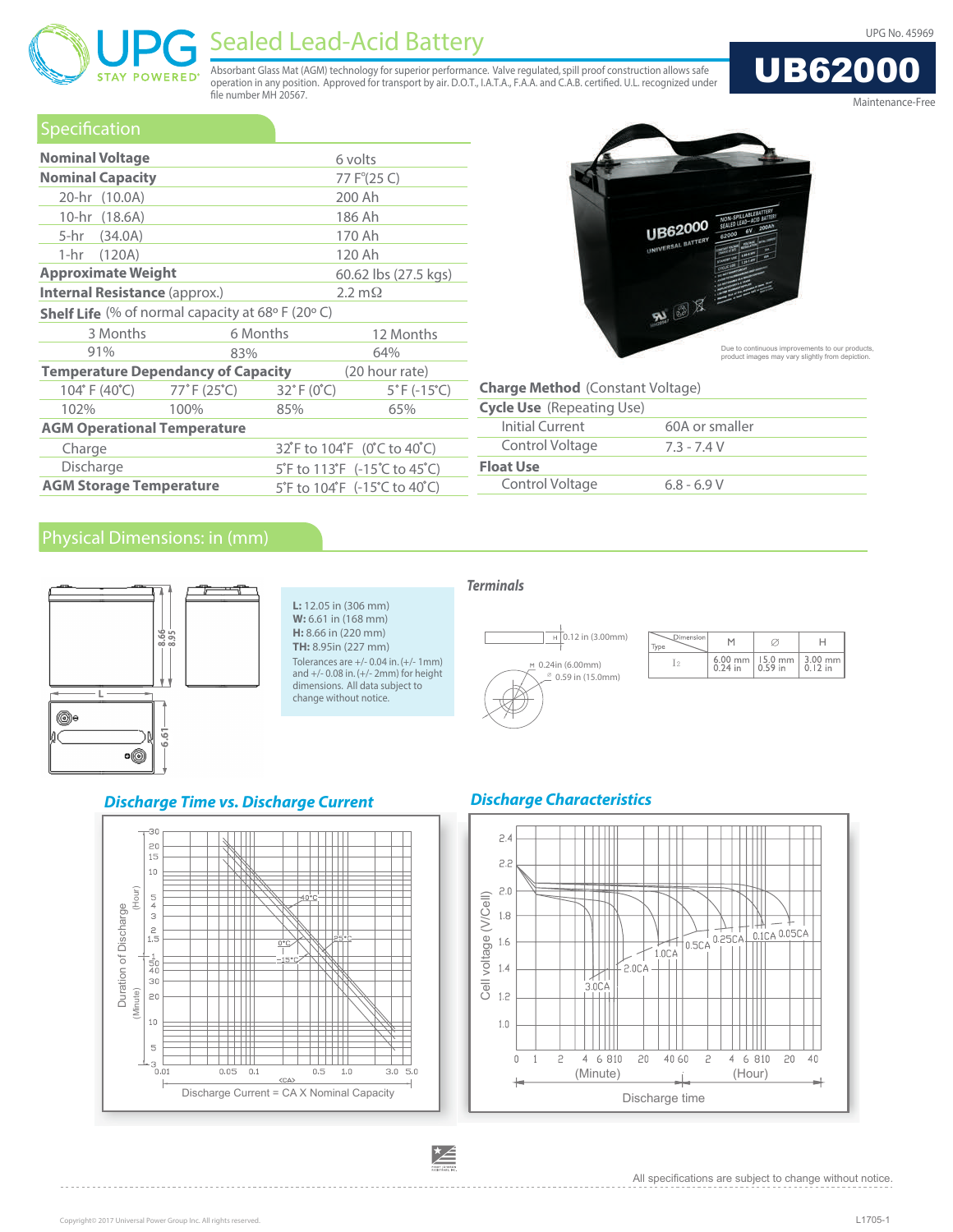UPG No. 45969

# UPG STAY POWERED® Sealed Lead-Acid Battery

# UB62000

Maintenance-Free

Absorbant Glass Mat (AGM) technology for superior performance. Valve regulated, spill proof construction allows safe operation in any position. Approved for transport by air. D.O.T., I.A.T.A., F.A.A. and C.A.B. certified. U.L. recognized under file number MH 20567.

## Specification

| | |
|---|---|
| **Nominal Voltage** | 6 volts |
| **Nominal Capacity** | 77 F°(25 C) |
| 20-hr (10.0A) | 200 Ah |
| 10-hr (18.6A) | 186 Ah |
| 5-hr (34.0A) | 170 Ah |
| 1-hr (120A) | 120 Ah |
| **Approximate Weight** | 60.62 lbs (27.5 kgs) |
| **Internal Resistance** (approx.) | 2.2 mΩ |

**Shelf Life** (% of normal capacity at 68° F (20° C)

| 3 Months | 6 Months | 12 Months |
|---|---|---|
| 91% | 83% | 64% |

**Temperature Dependancy of Capacity** (20 hour rate)

| 104° F (40°C) | 77° F (25°C) | 32° F (0°C) | 5° F (-15°C) |
|---|---|---|---|
| 102% | 100% | 85% | 65% |

**AGM Operational Temperature**

| | |
|---|---|
| Charge | 32°F to 104°F (0°C to 40°C) |
| Discharge | 5°F to 113°F (-15°C to 45°C) |
| **AGM Storage Temperature** | 5°F to 104°F (-15°C to 40°C) |

Due to continuous improvements to our products, product images may vary slightly from depiction.

**Charge Method** (Constant Voltage)

| | |
|---|---|
| **Cycle Use** (Repeating Use) | |
| Initial Current | 60A or smaller |
| Control Voltage | 7.3 - 7.4 V |
| **Float Use** | |
| Control Voltage | 6.8 - 6.9 V |

## Physical Dimensions: in (mm)

**L:** 12.05 in (306 mm)
**W:** 6.61 in (168 mm)
**H:** 8.66 in (220 mm)
**TH:** 8.95in (227 mm)
Tolerances are +/- 0.04 in. (+/- 1mm) and +/- 0.08 in. (+/- 2mm) for height dimensions. All data subject to change without notice.

### Terminals

H 0.12 in (3.00mm)
M 0.24in (6.00mm)
Ø 0.59 in (15.0mm)

| Type \ Dimension | M | Ø | H |
|---|---|---|---|
| I2 | 6.00 mm 0.24 in | 15.0 mm 0.59 in | 3.00 mm 0.12 in |

### Discharge Time vs. Discharge Current

### Discharge Characteristics

All specifications are subject to change without notice.

Copyright© 2017 Universal Power Group Inc. All rights reserved.

L1705-1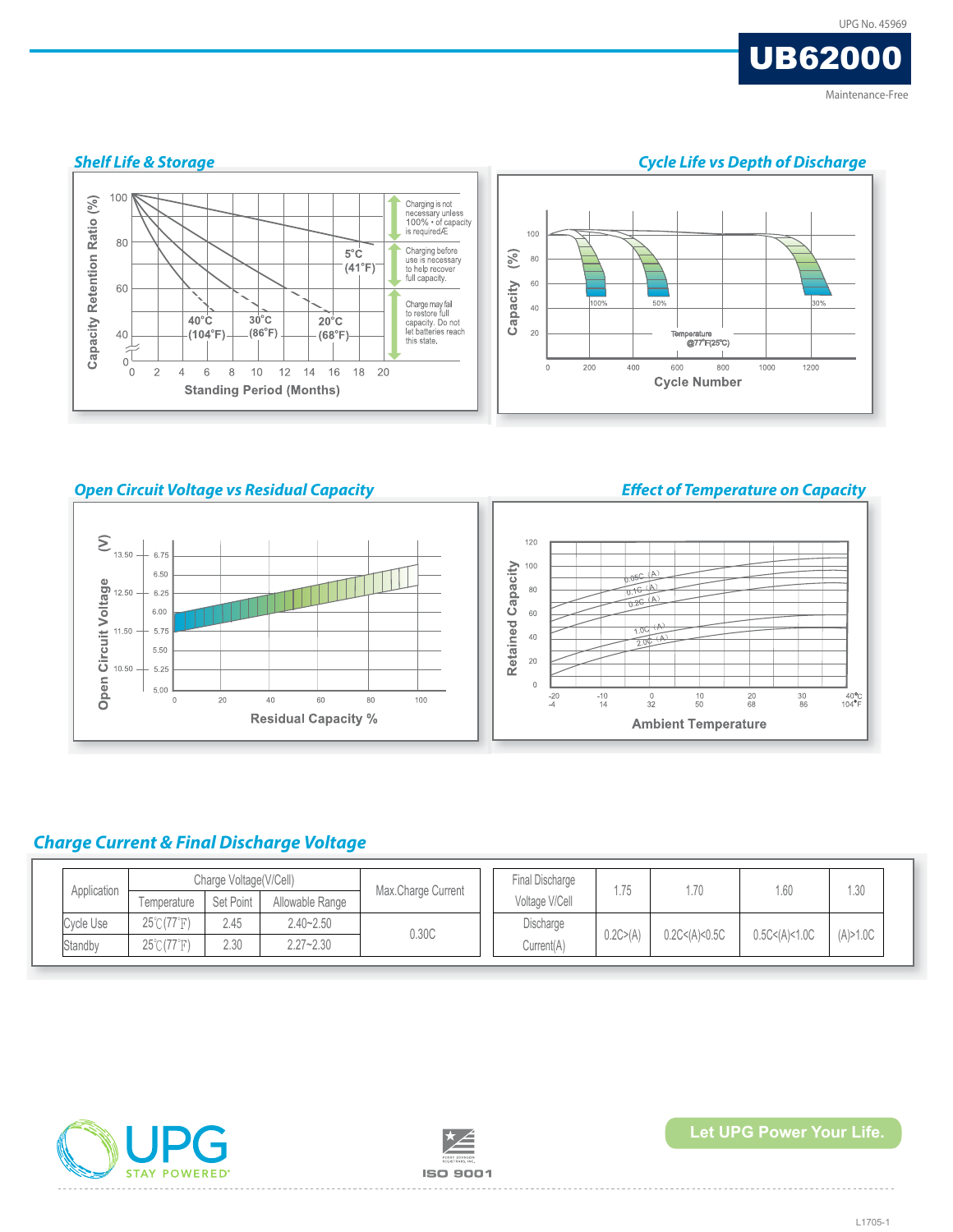UPG No. 45969

# UB62000

Maintenance-Free

## Shelf Life & Storage

Capacity Retention Ratio (%)

100
80
60
40
0

0 2 4 6 8 10 12 14 16 18 20

Standing Period (Months)

5°C (41°F)

40°C (104°F)

30°C (86°F)

20°C (68°F)

Charging is not necessary unless 100% • of capacity is required.

Charging before use is necessary to help recover full capacity.

Charge may fail to restore full capacity. Do not let batteries reach this state.

## Cycle Life vs Depth of Discharge

Capacity (%)

100
80
60
40
20

0 200 400 600 800 1000 1200

Cycle Number

100%

50%

30%

Temperature @77°F(25°C)

## Open Circuit Voltage vs Residual Capacity

Open Circuit Voltage (V)

13.50 6.75
6.50
12.50 6.25
6.00
11.50 5.75
5.50
10.50 5.25
5.00

0 20 40 60 80 100

Residual Capacity %

## Effect of Temperature on Capacity

Retained Capacity

120
100
80
60
40
20
0

-20 -4
-10 14
0 32
10 50
20 68
30 86
40°C 104°F

Ambient Temperature

0.05C (A)

0.1C (A)

0.2C (A)

1.0C (A)

2.0C (A)

## Charge Current & Final Discharge Voltage

| Application | Charge Voltage(V/Cell) | | | Max.Charge Current |
|---|---|---|---|---|
| | Temperature | Set Point | Allowable Range | |
| Cycle Use | 25℃(77℉) | 2.45 | 2.40~2.50 | 0.30C |
| Standby | 25℃(77℉) | 2.30 | 2.27~2.30 | |

| Final Discharge Voltage V/Cell | 1.75 | 1.70 | 1.60 | 1.30 |
|---|---|---|---|---|
| Discharge Current(A) | 0.2C>(A) | 0.2C<(A)<0.5C | 0.5C<(A)<1.0C | (A)>1.0C |

UPG STAY POWERED®

ISO 9001

Let UPG Power Your Life.

L1705-1